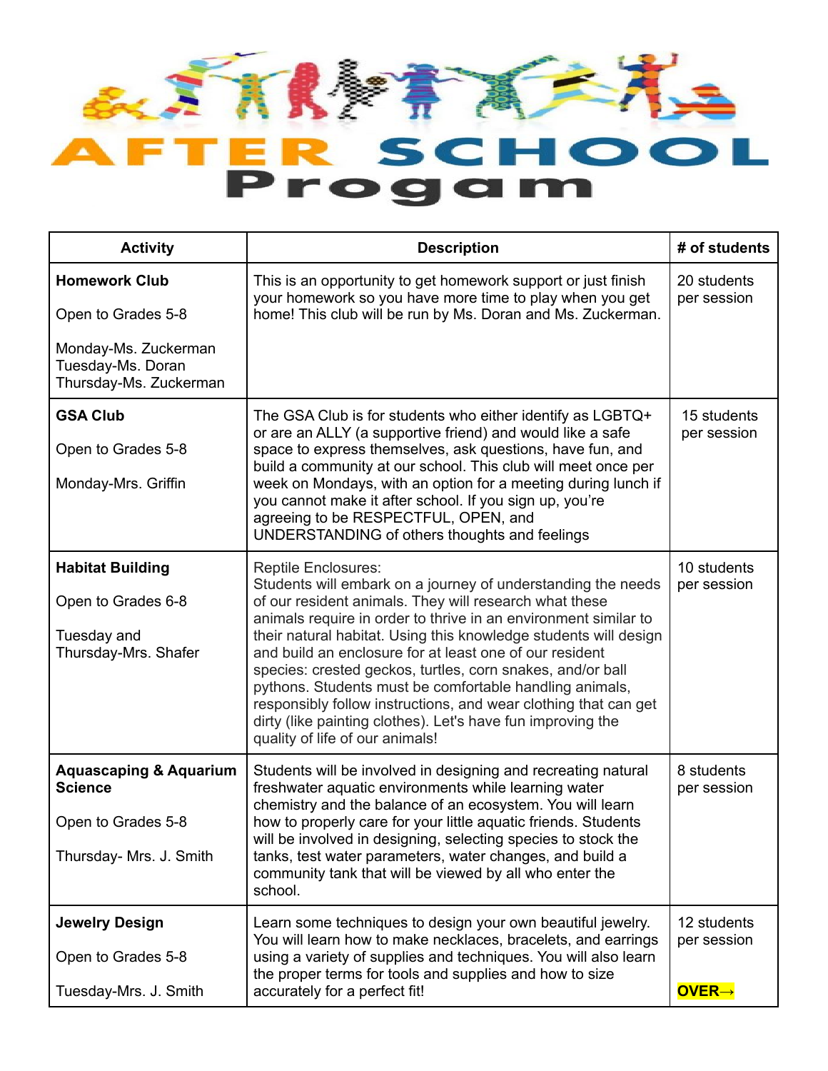# AFTER SCHOOL Progam

| Activity | Description | # of students |
|---|---|---|
| **Homework Club**<br><br>Open to Grades 5-8<br><br>Monday-Ms. Zuckerman<br>Tuesday-Ms. Doran<br>Thursday-Ms. Zuckerman | This is an opportunity to get homework support or just finish your homework so you have more time to play when you get home! This club will be run by Ms. Doran and Ms. Zuckerman. | 20 students per session |
| **GSA Club**<br><br>Open to Grades 5-8<br><br>Monday-Mrs. Griffin | The GSA Club is for students who either identify as LGBTQ+ or are an ALLY (a supportive friend) and would like a safe space to express themselves, ask questions, have fun, and build a community at our school. This club will meet once per week on Mondays, with an option for a meeting during lunch if you cannot make it after school. If you sign up, you're agreeing to be RESPECTFUL, OPEN, and UNDERSTANDING of others thoughts and feelings | 15 students per session |
| **Habitat Building**<br><br>Open to Grades 6-8<br><br>Tuesday and Thursday-Mrs. Shafer | Reptile Enclosures:<br>Students will embark on a journey of understanding the needs of our resident animals. They will research what these animals require in order to thrive in an environment similar to their natural habitat. Using this knowledge students will design and build an enclosure for at least one of our resident species: crested geckos, turtles, corn snakes, and/or ball pythons. Students must be comfortable handling animals, responsibly follow instructions, and wear clothing that can get dirty (like painting clothes). Let's have fun improving the quality of life of our animals! | 10 students per session |
| **Aquascaping & Aquarium Science**<br><br>Open to Grades 5-8<br><br>Thursday- Mrs. J. Smith | Students will be involved in designing and recreating natural freshwater aquatic environments while learning water chemistry and the balance of an ecosystem. You will learn how to properly care for your little aquatic friends. Students will be involved in designing, selecting species to stock the tanks, test water parameters, water changes, and build a community tank that will be viewed by all who enter the school. | 8 students per session |
| **Jewelry Design**<br><br>Open to Grades 5-8<br><br>Tuesday-Mrs. J. Smith | Learn some techniques to design your own beautiful jewelry. You will learn how to make necklaces, bracelets, and earrings using a variety of supplies and techniques. You will also learn the proper terms for tools and supplies and how to size accurately for a perfect fit! | 12 students per session<br><br>**OVER→** |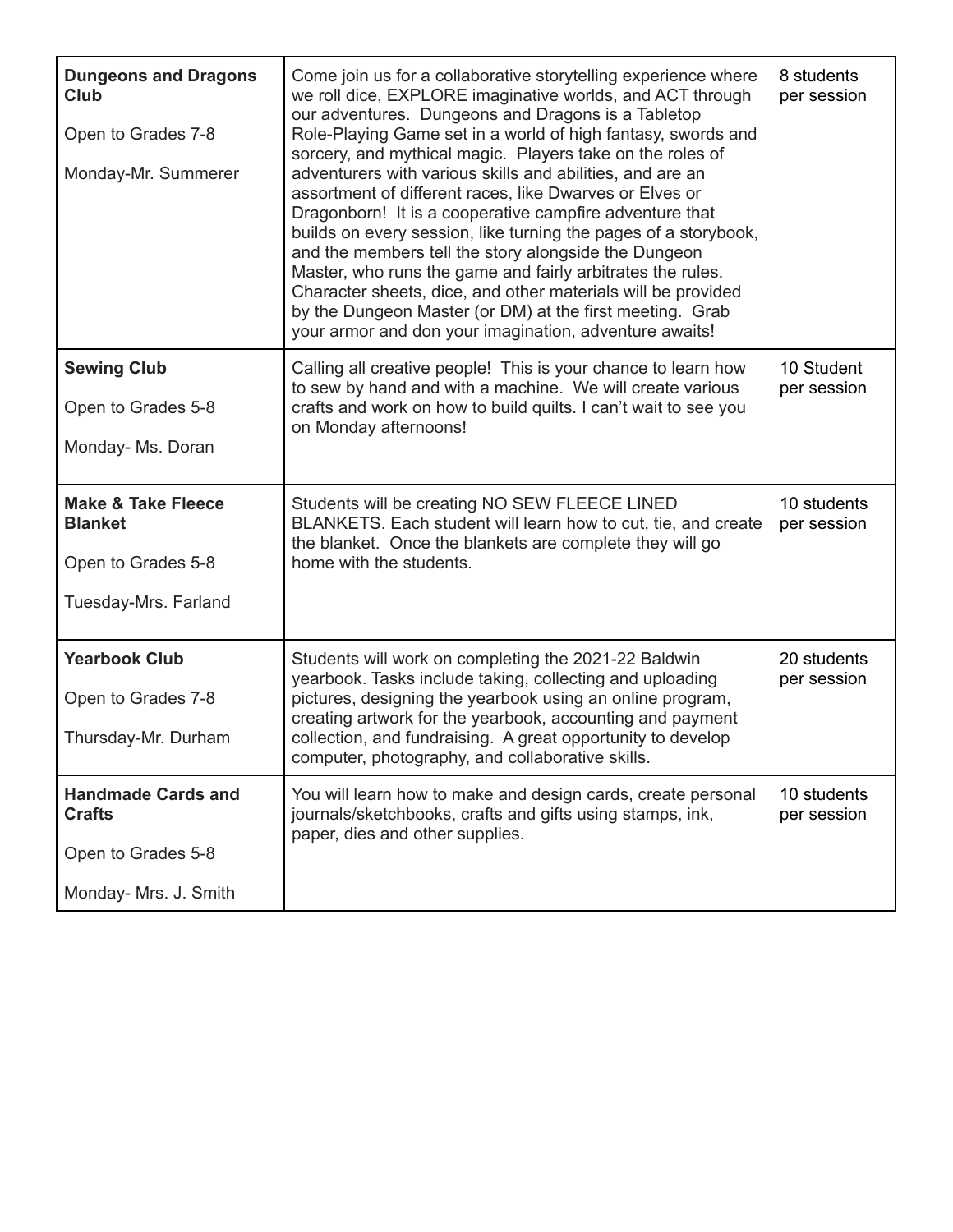| | | |
|---|---|---|
| **Dungeons and Dragons Club**<br><br>Open to Grades 7-8<br><br>Monday-Mr. Summerer | Come join us for a collaborative storytelling experience where we roll dice, EXPLORE imaginative worlds, and ACT through our adventures. Dungeons and Dragons is a Tabletop Role-Playing Game set in a world of high fantasy, swords and sorcery, and mythical magic. Players take on the roles of adventurers with various skills and abilities, and are an assortment of different races, like Dwarves or Elves or Dragonborn! It is a cooperative campfire adventure that builds on every session, like turning the pages of a storybook, and the members tell the story alongside the Dungeon Master, who runs the game and fairly arbitrates the rules. Character sheets, dice, and other materials will be provided by the Dungeon Master (or DM) at the first meeting. Grab your armor and don your imagination, adventure awaits! | 8 students per session |
| **Sewing Club**<br><br>Open to Grades 5-8<br><br>Monday- Ms. Doran | Calling all creative people! This is your chance to learn how to sew by hand and with a machine. We will create various crafts and work on how to build quilts. I can't wait to see you on Monday afternoons! | 10 Student per session |
| **Make & Take Fleece Blanket**<br><br>Open to Grades 5-8<br><br>Tuesday-Mrs. Farland | Students will be creating NO SEW FLEECE LINED BLANKETS. Each student will learn how to cut, tie, and create the blanket. Once the blankets are complete they will go home with the students. | 10 students per session |
| **Yearbook Club**<br><br>Open to Grades 7-8<br><br>Thursday-Mr. Durham | Students will work on completing the 2021-22 Baldwin yearbook. Tasks include taking, collecting and uploading pictures, designing the yearbook using an online program, creating artwork for the yearbook, accounting and payment collection, and fundraising. A great opportunity to develop computer, photography, and collaborative skills. | 20 students per session |
| **Handmade Cards and Crafts**<br><br>Open to Grades 5-8<br><br>Monday- Mrs. J. Smith | You will learn how to make and design cards, create personal journals/sketchbooks, crafts and gifts using stamps, ink, paper, dies and other supplies. | 10 students per session |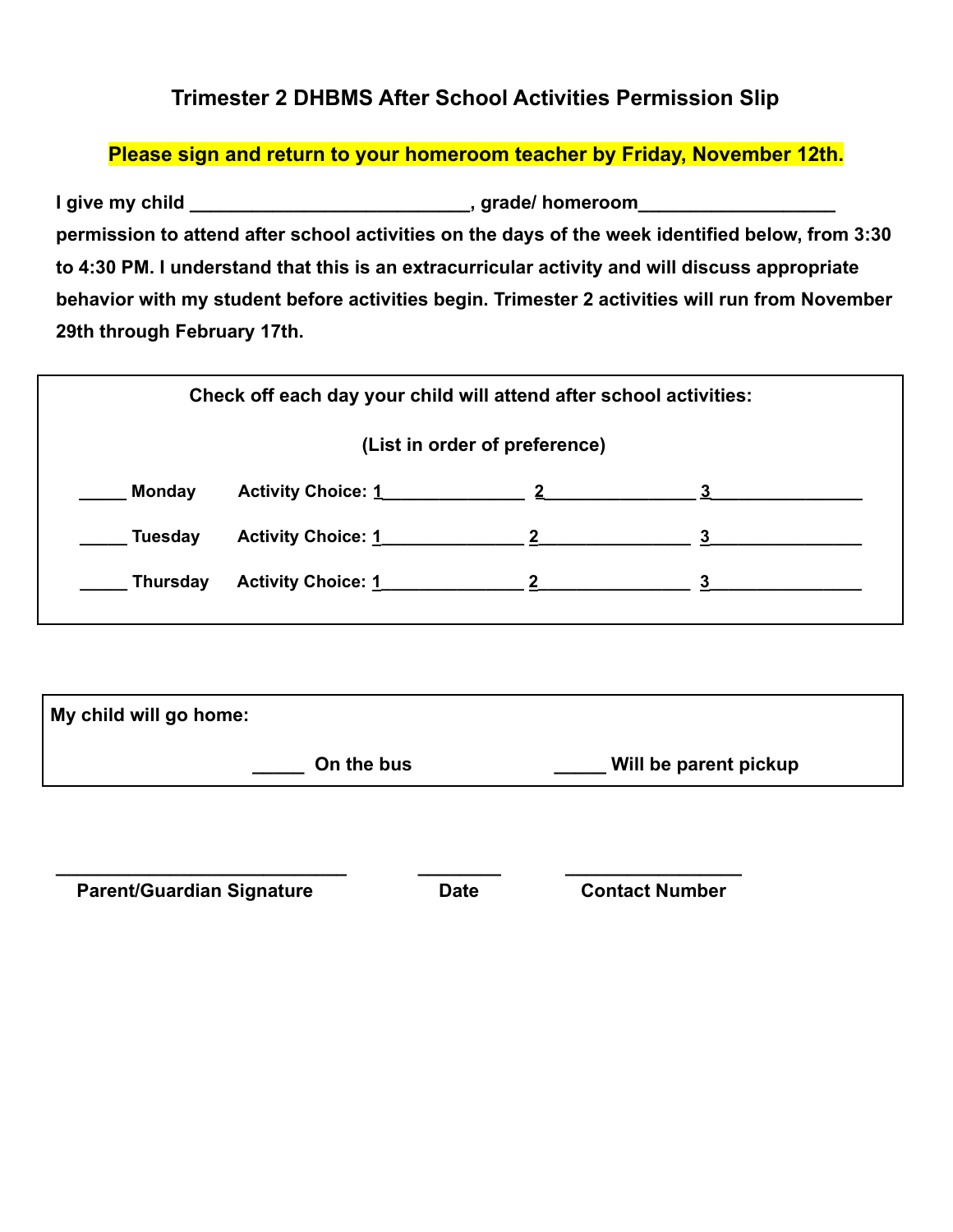## Trimester 2 DHBMS After School Activities Permission Slip

**Please sign and return to your homeroom teacher by Friday, November 12th.**

**I give my child ___________________________, grade/ homeroom__________________ permission to attend after school activities on the days of the week identified below, from 3:30 to 4:30 PM. I understand that this is an extracurricular activity and will discuss appropriate behavior with my student before activities begin. Trimester 2 activities will run from November 29th through February 17th.**

**Check off each day your child will attend after school activities:**

**(List in order of preference)**

_____ **Monday** **Activity Choice:** 1_______________ 2________________ 3________________

_____ **Tuesday** **Activity Choice:** 1_______________ 2________________ 3________________

_____ **Thursday** **Activity Choice:** 1_______________ 2________________ 3________________

**My child will go home:**

_____ **On the bus** _____ **Will be parent pickup**

_____________________________ ________ _________________

**Parent/Guardian Signature** **Date** **Contact Number**